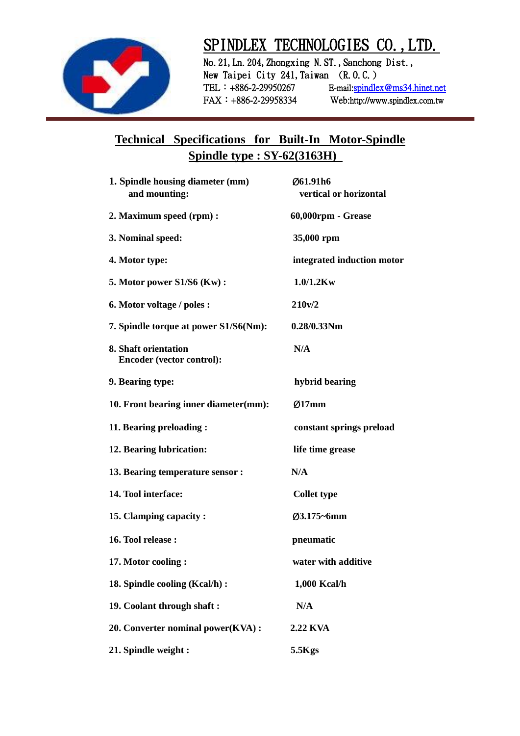# SPINDLEX TECHNOLOGIES CO., LTD.

No. 21, Ln. 204, Zhongxing N. ST., Sanchong Dist.,
New Taipei City 241, Taiwan (R.O.C.)
TEL：+886-2-29950267 E-mail:spindlex@ms34.hinet.net
FAX：+886-2-29958334 Web:http://www.spindlex.com.tw

## Technical Specifications for Built-In Motor-Spindle

## Spindle type : SY-62(3163H)

| | |
|---|---|
| **1. Spindle housing diameter (mm) and mounting:** | **Ø61.91h6 vertical or horizontal** |
| **2. Maximum speed (rpm) :** | **60,000rpm - Grease** |
| **3. Nominal speed:** | **35,000 rpm** |
| **4. Motor type:** | **integrated induction motor** |
| **5. Motor power S1/S6 (Kw) :** | **1.0/1.2Kw** |
| **6. Motor voltage / poles :** | **210v/2** |
| **7. Spindle torque at power S1/S6(Nm):** | **0.28/0.33Nm** |
| **8. Shaft orientation Encoder (vector control):** | **N/A** |
| **9. Bearing type:** | **hybrid bearing** |
| **10. Front bearing inner diameter(mm):** | **Ø17mm** |
| **11. Bearing preloading :** | **constant springs preload** |
| **12. Bearing lubrication:** | **life time grease** |
| **13. Bearing temperature sensor :** | **N/A** |
| **14. Tool interface:** | **Collet type** |
| **15. Clamping capacity :** | **Ø3.175~6mm** |
| **16. Tool release :** | **pneumatic** |
| **17. Motor cooling :** | **water with additive** |
| **18. Spindle cooling (Kcal/h) :** | **1,000 Kcal/h** |
| **19. Coolant through shaft :** | **N/A** |
| **20. Converter nominal power(KVA) :** | **2.22 KVA** |
| **21. Spindle weight :** | **5.5Kgs** |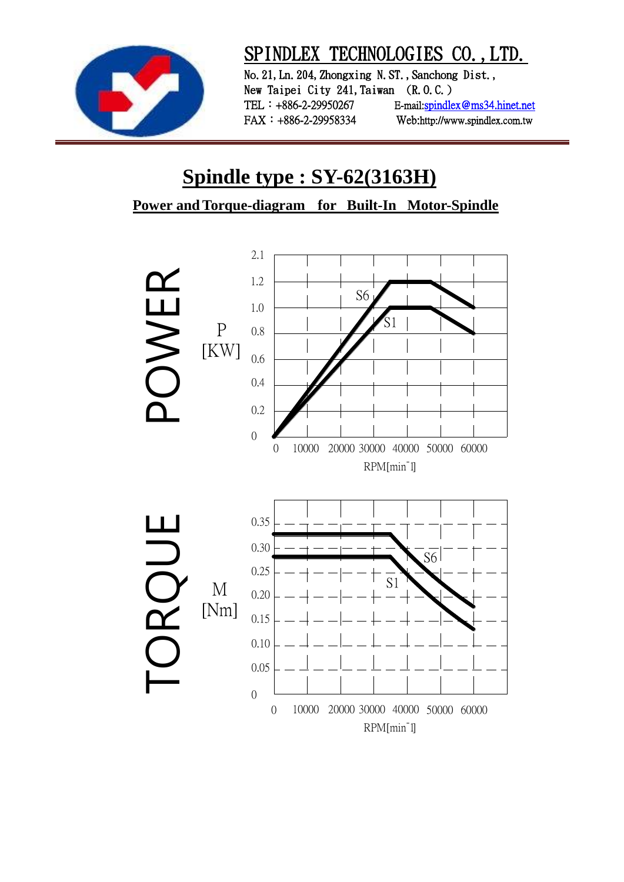SPINDLEX TECHNOLOGIES CO., LTD.

No. 21, Ln. 204, Zhongxing N. ST., Sanchong Dist.,
New Taipei City 241, Taiwan (R.O.C.)
TEL：+886-2-29950267 E-mail:spindlex@ms34.hinet.net
FAX：+886-2-29958334 Web:http://www.spindlex.com.tw

# Spindle type : SY-62(3163H)

## Power and Torque-diagram for Built-In Motor-Spindle

POWER

P
[KW]

2.1
1.2
1.0
0.8
0.6
0.4
0.2
0

S6
S1

0 10000 20000 30000 40000 50000 60000
RPM[min⁻1]

TORQUE

M
[Nm]

0.35
0.30
0.25
0.20
0.15
0.10
0.05
0

S6
S1

0 10000 20000 30000 40000 50000 60000
RPM[min⁻1]